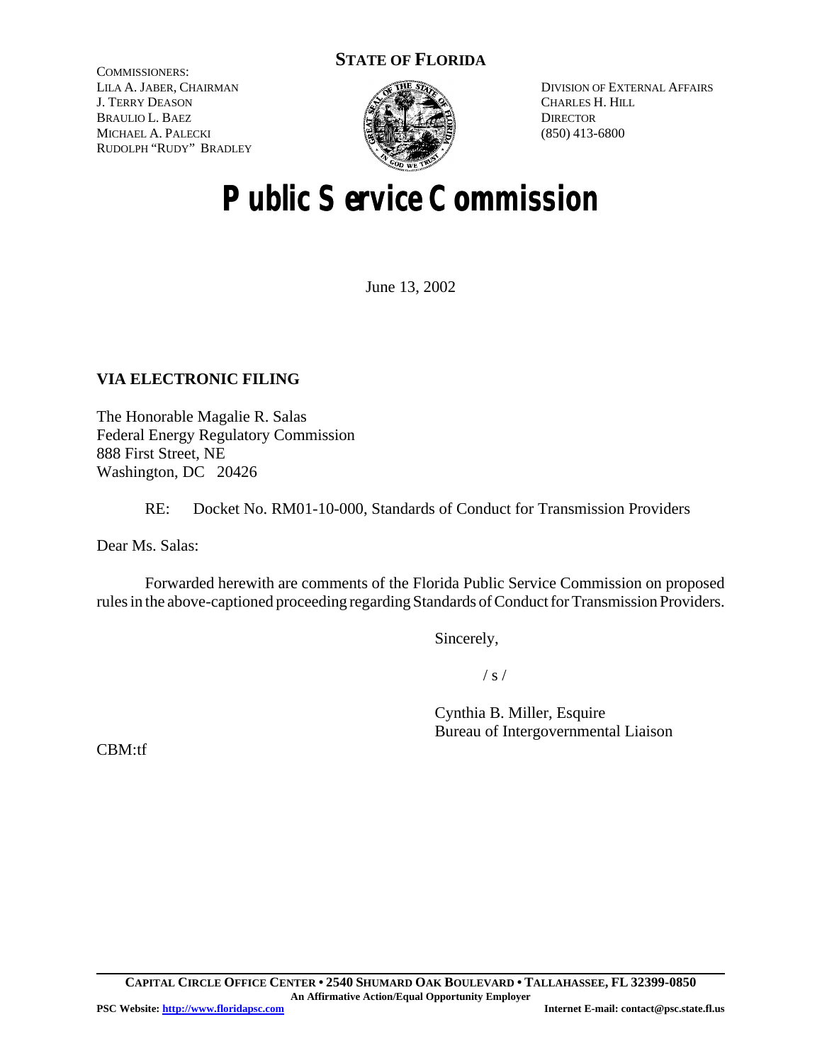**STATE OF FLORIDA**

COMMISSIONERS:
LILA A. JABER, CHAIRMAN
J. TERRY DEASON
BRAULIO L. BAEZ
MICHAEL A. PALECKI
RUDOLPH "RUDY" BRADLEY

DIVISION OF EXTERNAL AFFAIRS
CHARLES H. HILL
DIRECTOR
(850) 413-6800

# Public Service Commission

June 13, 2002

**VIA ELECTRONIC FILING**

The Honorable Magalie R. Salas
Federal Energy Regulatory Commission
888 First Street, NE
Washington, DC 20426

RE: Docket No. RM01-10-000, Standards of Conduct for Transmission Providers

Dear Ms. Salas:

Forwarded herewith are comments of the Florida Public Service Commission on proposed rules in the above-captioned proceeding regarding Standards of Conduct for Transmission Providers.

Sincerely,

/ s /

Cynthia B. Miller, Esquire
Bureau of Intergovernmental Liaison

CBM:tf

**CAPITAL CIRCLE OFFICE CENTER • 2540 SHUMARD OAK BOULEVARD • TALLAHASSEE, FL 32399-0850**
**An Affirmative Action/Equal Opportunity Employer**
**PSC Website: http://www.floridapsc.com** **Internet E-mail: contact@psc.state.fl.us**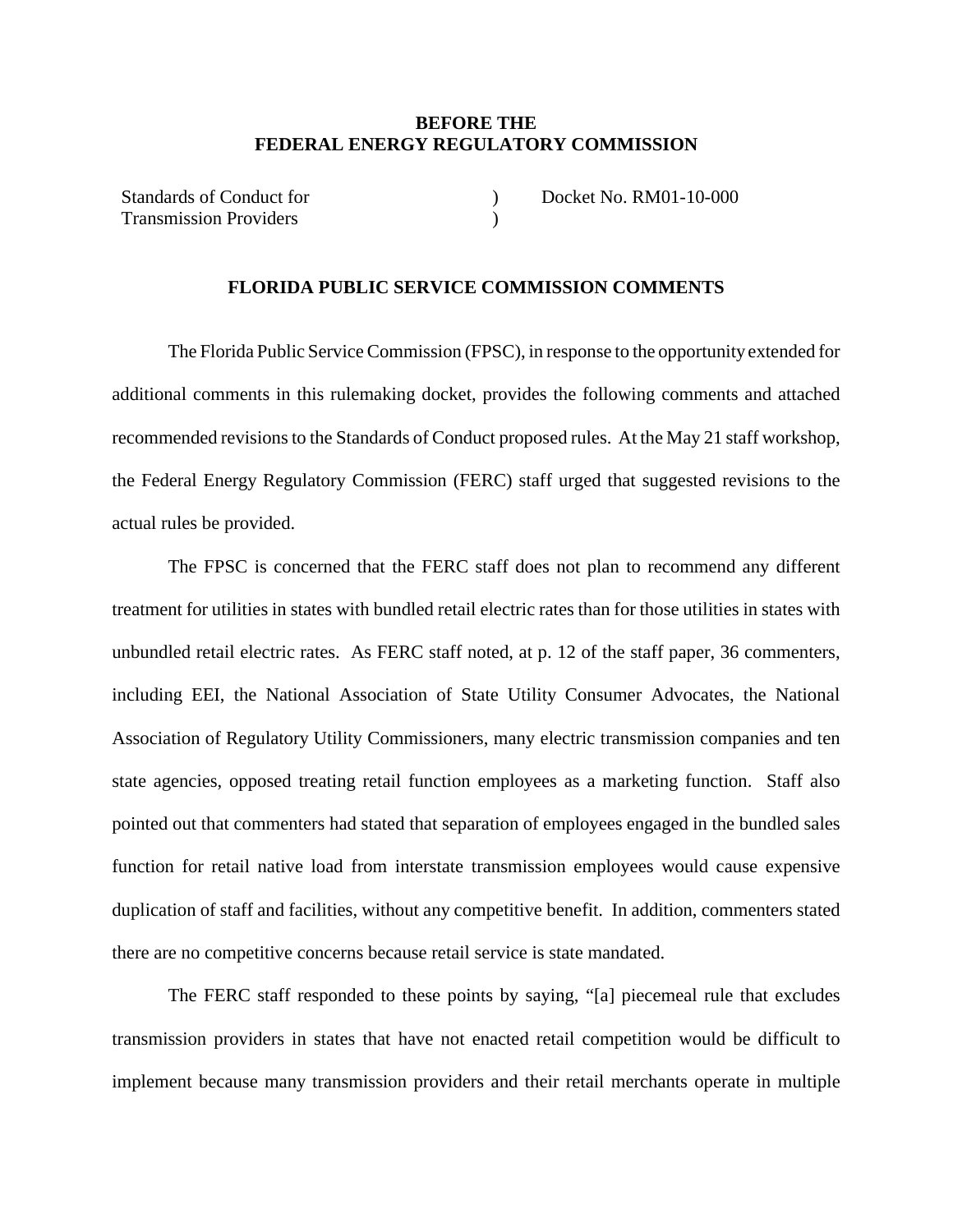**BEFORE THE**
**FEDERAL ENERGY REGULATORY COMMISSION**

| | | |
|---|---|---|
| Standards of Conduct for Transmission Providers | ) ) | Docket No. RM01-10-000 |

**FLORIDA PUBLIC SERVICE COMMISSION COMMENTS**

The Florida Public Service Commission (FPSC), in response to the opportunity extended for additional comments in this rulemaking docket, provides the following comments and attached recommended revisions to the Standards of Conduct proposed rules. At the May 21 staff workshop, the Federal Energy Regulatory Commission (FERC) staff urged that suggested revisions to the actual rules be provided.

The FPSC is concerned that the FERC staff does not plan to recommend any different treatment for utilities in states with bundled retail electric rates than for those utilities in states with unbundled retail electric rates. As FERC staff noted, at p. 12 of the staff paper, 36 commenters, including EEI, the National Association of State Utility Consumer Advocates, the National Association of Regulatory Utility Commissioners, many electric transmission companies and ten state agencies, opposed treating retail function employees as a marketing function. Staff also pointed out that commenters had stated that separation of employees engaged in the bundled sales function for retail native load from interstate transmission employees would cause expensive duplication of staff and facilities, without any competitive benefit. In addition, commenters stated there are no competitive concerns because retail service is state mandated.

The FERC staff responded to these points by saying, "[a] piecemeal rule that excludes transmission providers in states that have not enacted retail competition would be difficult to implement because many transmission providers and their retail merchants operate in multiple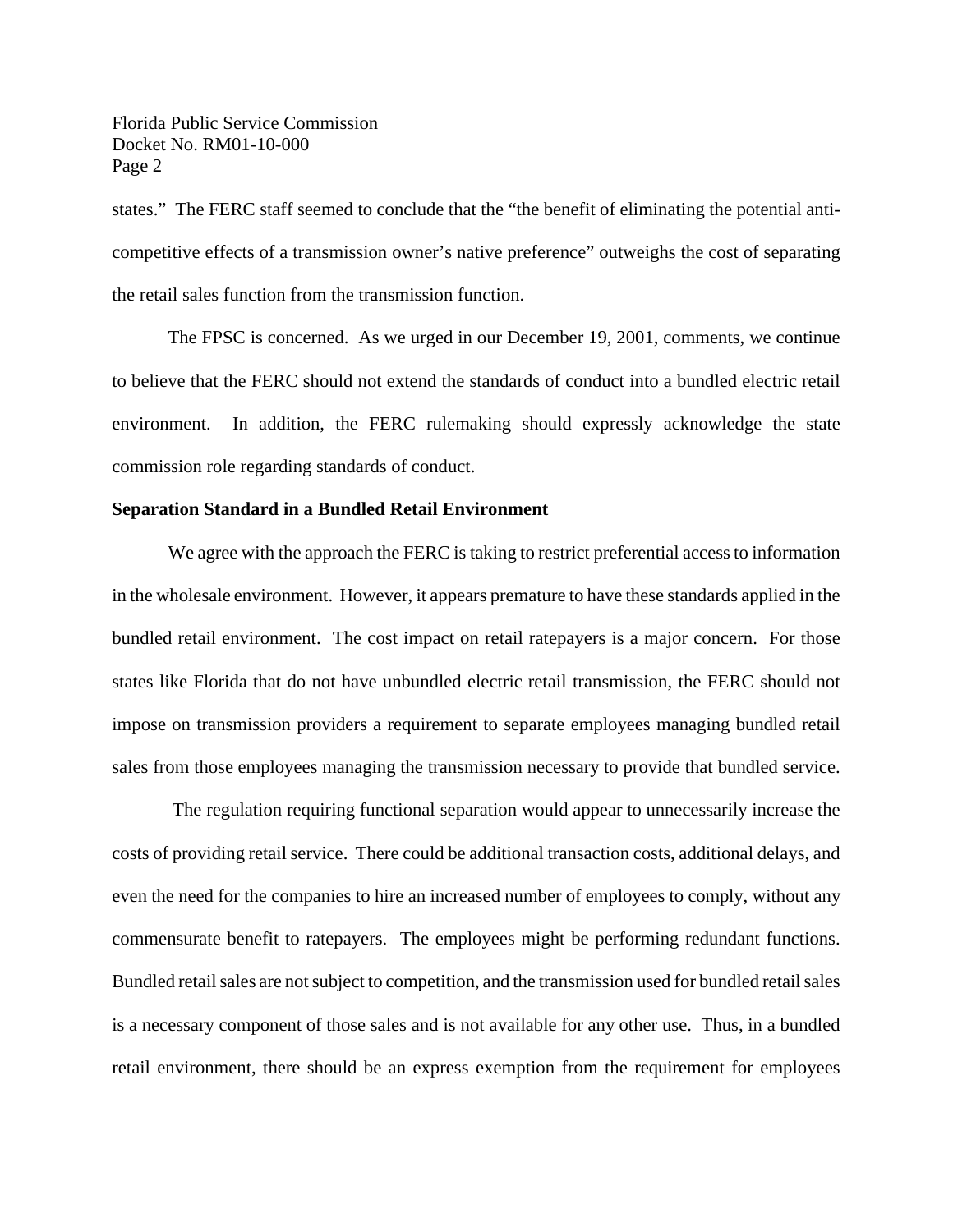states." The FERC staff seemed to conclude that the "the benefit of eliminating the potential anti-competitive effects of a transmission owner's native preference" outweighs the cost of separating the retail sales function from the transmission function.

The FPSC is concerned. As we urged in our December 19, 2001, comments, we continue to believe that the FERC should not extend the standards of conduct into a bundled electric retail environment. In addition, the FERC rulemaking should expressly acknowledge the state commission role regarding standards of conduct.

**Separation Standard in a Bundled Retail Environment**

We agree with the approach the FERC is taking to restrict preferential access to information in the wholesale environment. However, it appears premature to have these standards applied in the bundled retail environment. The cost impact on retail ratepayers is a major concern. For those states like Florida that do not have unbundled electric retail transmission, the FERC should not impose on transmission providers a requirement to separate employees managing bundled retail sales from those employees managing the transmission necessary to provide that bundled service.

The regulation requiring functional separation would appear to unnecessarily increase the costs of providing retail service. There could be additional transaction costs, additional delays, and even the need for the companies to hire an increased number of employees to comply, without any commensurate benefit to ratepayers. The employees might be performing redundant functions. Bundled retail sales are not subject to competition, and the transmission used for bundled retail sales is a necessary component of those sales and is not available for any other use. Thus, in a bundled retail environment, there should be an express exemption from the requirement for employees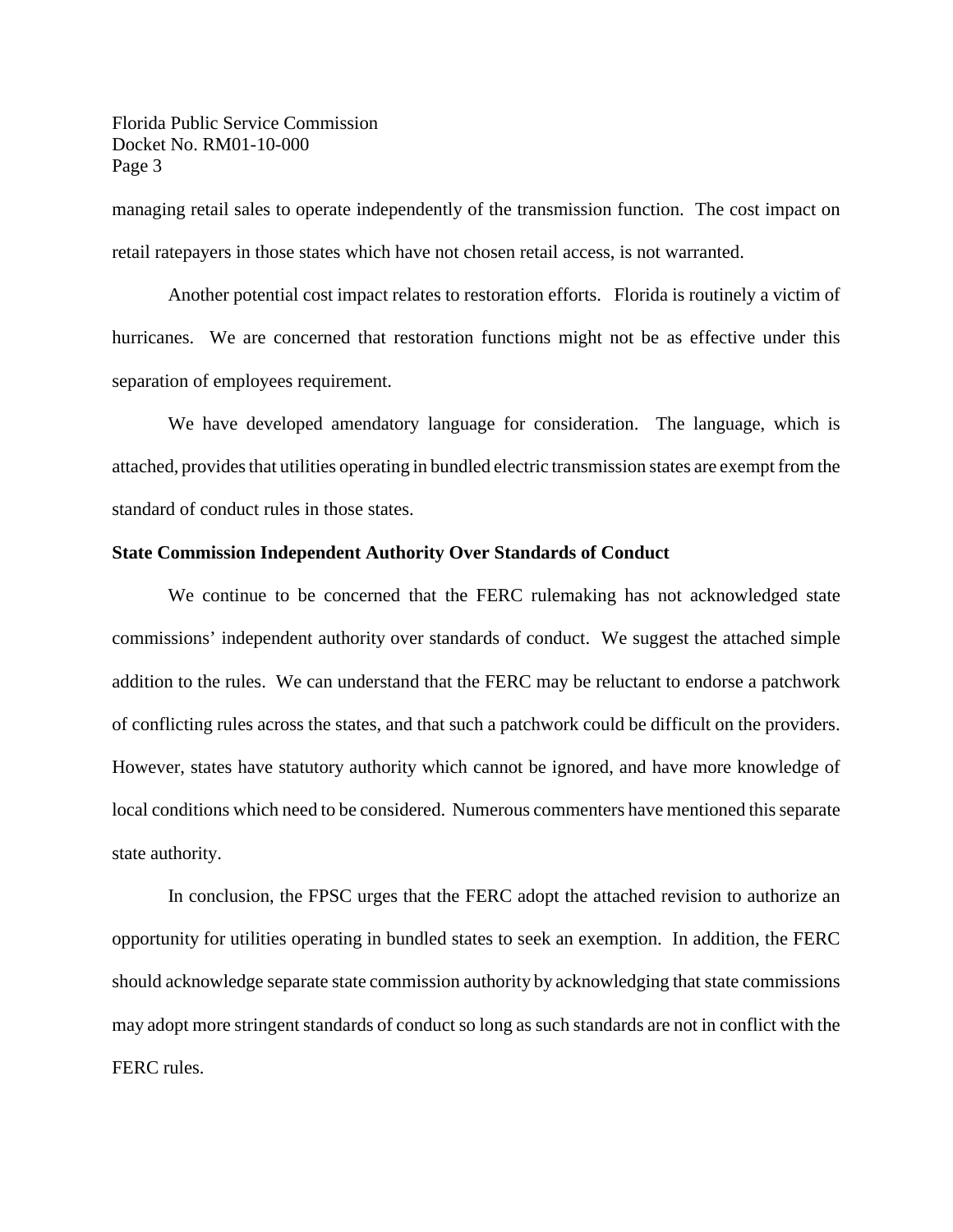managing retail sales to operate independently of the transmission function. The cost impact on retail ratepayers in those states which have not chosen retail access, is not warranted.

Another potential cost impact relates to restoration efforts. Florida is routinely a victim of hurricanes. We are concerned that restoration functions might not be as effective under this separation of employees requirement.

We have developed amendatory language for consideration. The language, which is attached, provides that utilities operating in bundled electric transmission states are exempt from the standard of conduct rules in those states.

**State Commission Independent Authority Over Standards of Conduct**

We continue to be concerned that the FERC rulemaking has not acknowledged state commissions' independent authority over standards of conduct. We suggest the attached simple addition to the rules. We can understand that the FERC may be reluctant to endorse a patchwork of conflicting rules across the states, and that such a patchwork could be difficult on the providers. However, states have statutory authority which cannot be ignored, and have more knowledge of local conditions which need to be considered. Numerous commenters have mentioned this separate state authority.

In conclusion, the FPSC urges that the FERC adopt the attached revision to authorize an opportunity for utilities operating in bundled states to seek an exemption. In addition, the FERC should acknowledge separate state commission authority by acknowledging that state commissions may adopt more stringent standards of conduct so long as such standards are not in conflict with the FERC rules.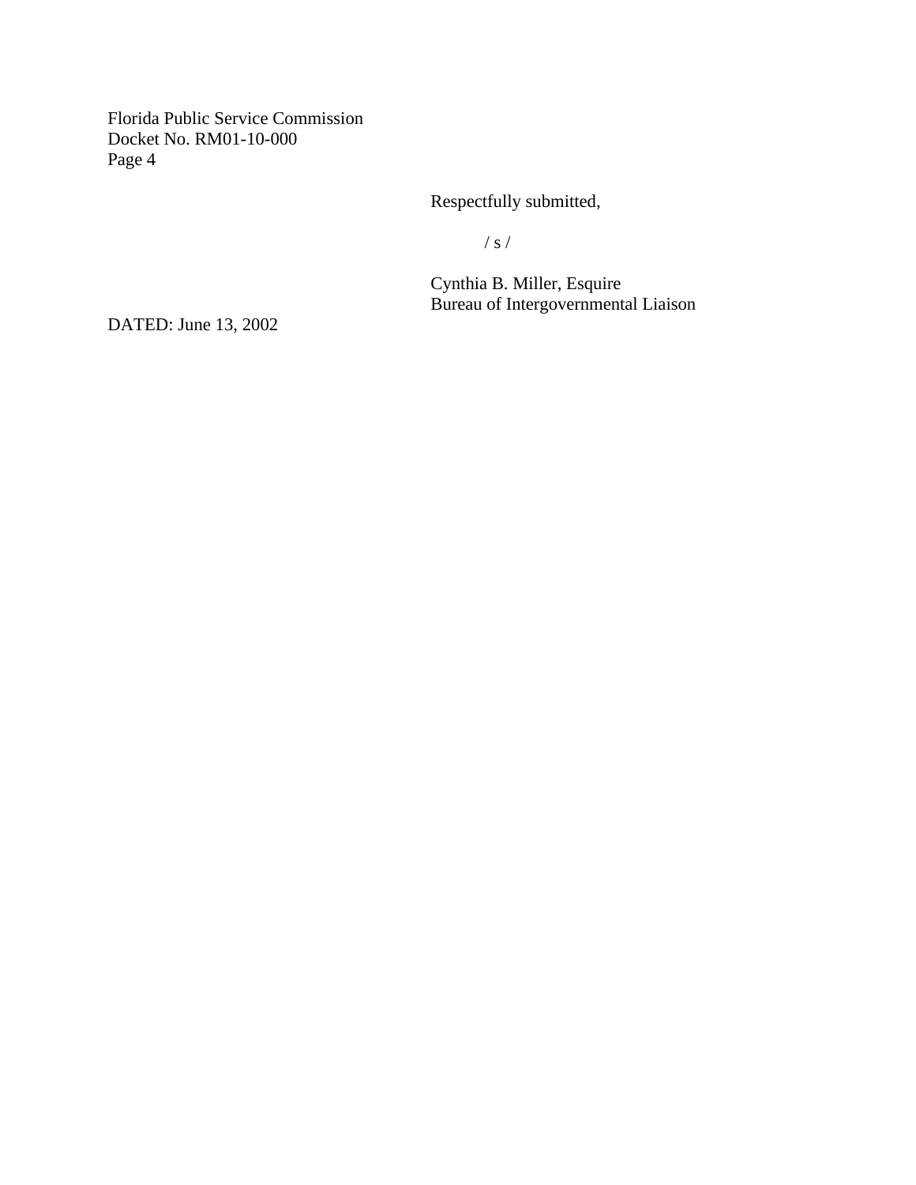Respectfully submitted,

/ s /

Cynthia B. Miller, Esquire
Bureau of Intergovernmental Liaison

DATED: June 13, 2002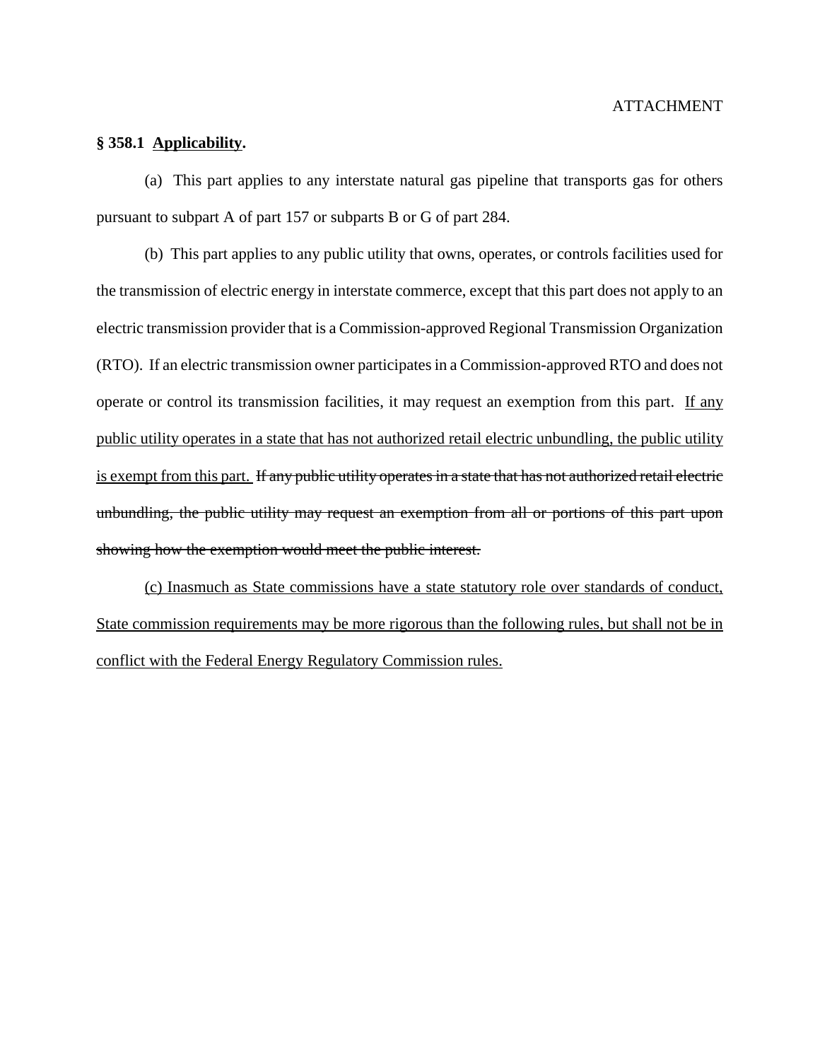ATTACHMENT

**§ 358.1 <u>Applicability</u>.**

(a) This part applies to any interstate natural gas pipeline that transports gas for others pursuant to subpart A of part 157 or subparts B or G of part 284.

(b) This part applies to any public utility that owns, operates, or controls facilities used for the transmission of electric energy in interstate commerce, except that this part does not apply to an electric transmission provider that is a Commission-approved Regional Transmission Organization (RTO). If an electric transmission owner participates in a Commission-approved RTO and does not operate or control its transmission facilities, it may request an exemption from this part. <u>If any public utility operates in a state that has not authorized retail electric unbundling, the public utility is exempt from this part.</u> ~~If any public utility operates in a state that has not authorized retail electric unbundling, the public utility may request an exemption from all or portions of this part upon showing how the exemption would meet the public interest.~~

<u>(c) Inasmuch as State commissions have a state statutory role over standards of conduct, State commission requirements may be more rigorous than the following rules, but shall not be in conflict with the Federal Energy Regulatory Commission rules.</u>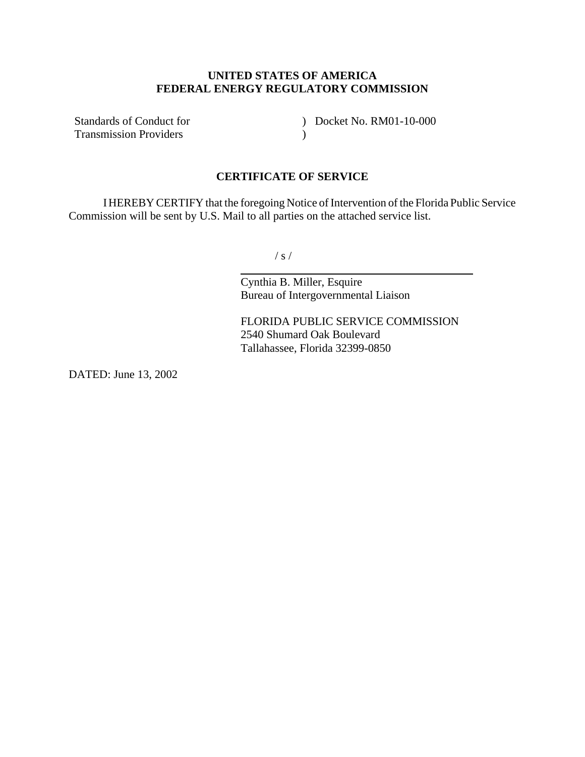**UNITED STATES OF AMERICA**
**FEDERAL ENERGY REGULATORY COMMISSION**

| | | |
|---|---|---|
| Standards of Conduct for | ) | Docket No. RM01-10-000 |
| Transmission Providers | ) | |

## CERTIFICATE OF SERVICE

I HEREBY CERTIFY that the foregoing Notice of Intervention of the Florida Public Service Commission will be sent by U.S. Mail to all parties on the attached service list.

/ s /

Cynthia B. Miller, Esquire
Bureau of Intergovernmental Liaison

FLORIDA PUBLIC SERVICE COMMISSION
2540 Shumard Oak Boulevard
Tallahassee, Florida 32399-0850

DATED: June 13, 2002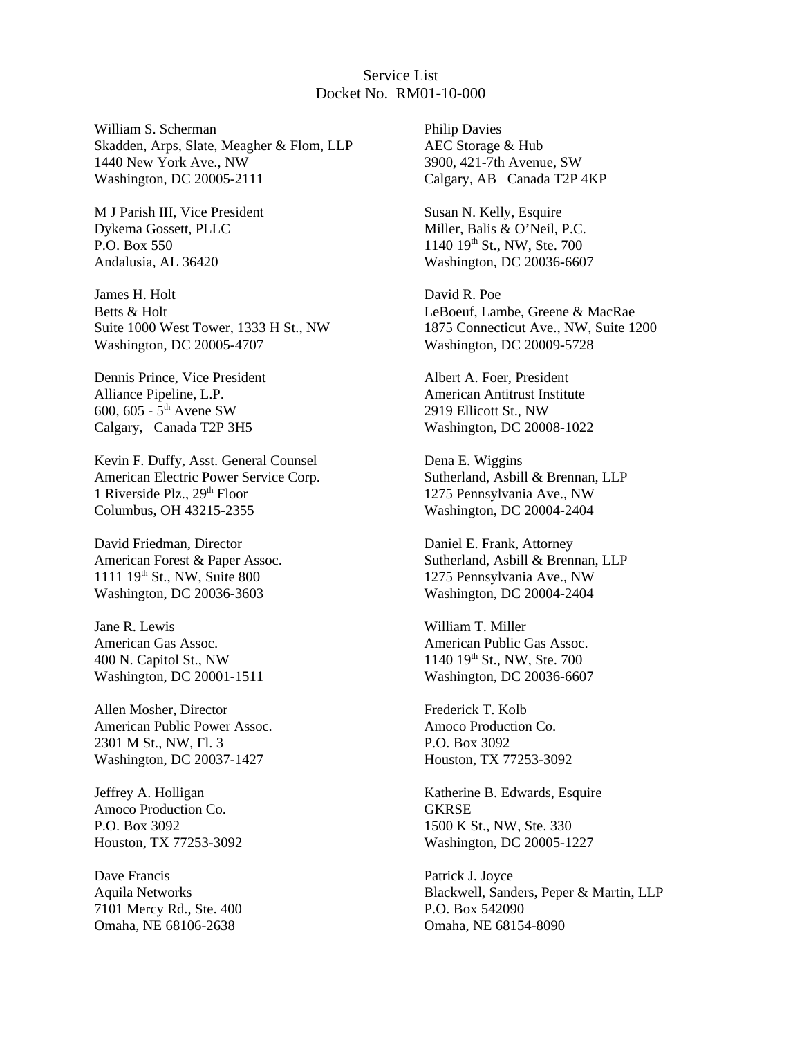Service List
Docket No. RM01-10-000

William S. Scherman
Skadden, Arps, Slate, Meagher & Flom, LLP
1440 New York Ave., NW
Washington, DC 20005-2111

M J Parish III, Vice President
Dykema Gossett, PLLC
P.O. Box 550
Andalusia, AL 36420

James H. Holt
Betts & Holt
Suite 1000 West Tower, 1333 H St., NW
Washington, DC 20005-4707

Dennis Prince, Vice President
Alliance Pipeline, L.P.
600, 605 - 5th Avene SW
Calgary, Canada T2P 3H5

Kevin F. Duffy, Asst. General Counsel
American Electric Power Service Corp.
1 Riverside Plz., 29th Floor
Columbus, OH 43215-2355

David Friedman, Director
American Forest & Paper Assoc.
1111 19th St., NW, Suite 800
Washington, DC 20036-3603

Jane R. Lewis
American Gas Assoc.
400 N. Capitol St., NW
Washington, DC 20001-1511

Allen Mosher, Director
American Public Power Assoc.
2301 M St., NW, Fl. 3
Washington, DC 20037-1427

Jeffrey A. Holligan
Amoco Production Co.
P.O. Box 3092
Houston, TX 77253-3092

Dave Francis
Aquila Networks
7101 Mercy Rd., Ste. 400
Omaha, NE 68106-2638

Philip Davies
AEC Storage & Hub
3900, 421-7th Avenue, SW
Calgary, AB Canada T2P 4KP

Susan N. Kelly, Esquire
Miller, Balis & O'Neil, P.C.
1140 19th St., NW, Ste. 700
Washington, DC 20036-6607

David R. Poe
LeBoeuf, Lambe, Greene & MacRae
1875 Connecticut Ave., NW, Suite 1200
Washington, DC 20009-5728

Albert A. Foer, President
American Antitrust Institute
2919 Ellicott St., NW
Washington, DC 20008-1022

Dena E. Wiggins
Sutherland, Asbill & Brennan, LLP
1275 Pennsylvania Ave., NW
Washington, DC 20004-2404

Daniel E. Frank, Attorney
Sutherland, Asbill & Brennan, LLP
1275 Pennsylvania Ave., NW
Washington, DC 20004-2404

William T. Miller
American Public Gas Assoc.
1140 19th St., NW, Ste. 700
Washington, DC 20036-6607

Frederick T. Kolb
Amoco Production Co.
P.O. Box 3092
Houston, TX 77253-3092

Katherine B. Edwards, Esquire
GKRSE
1500 K St., NW, Ste. 330
Washington, DC 20005-1227

Patrick J. Joyce
Blackwell, Sanders, Peper & Martin, LLP
P.O. Box 542090
Omaha, NE 68154-8090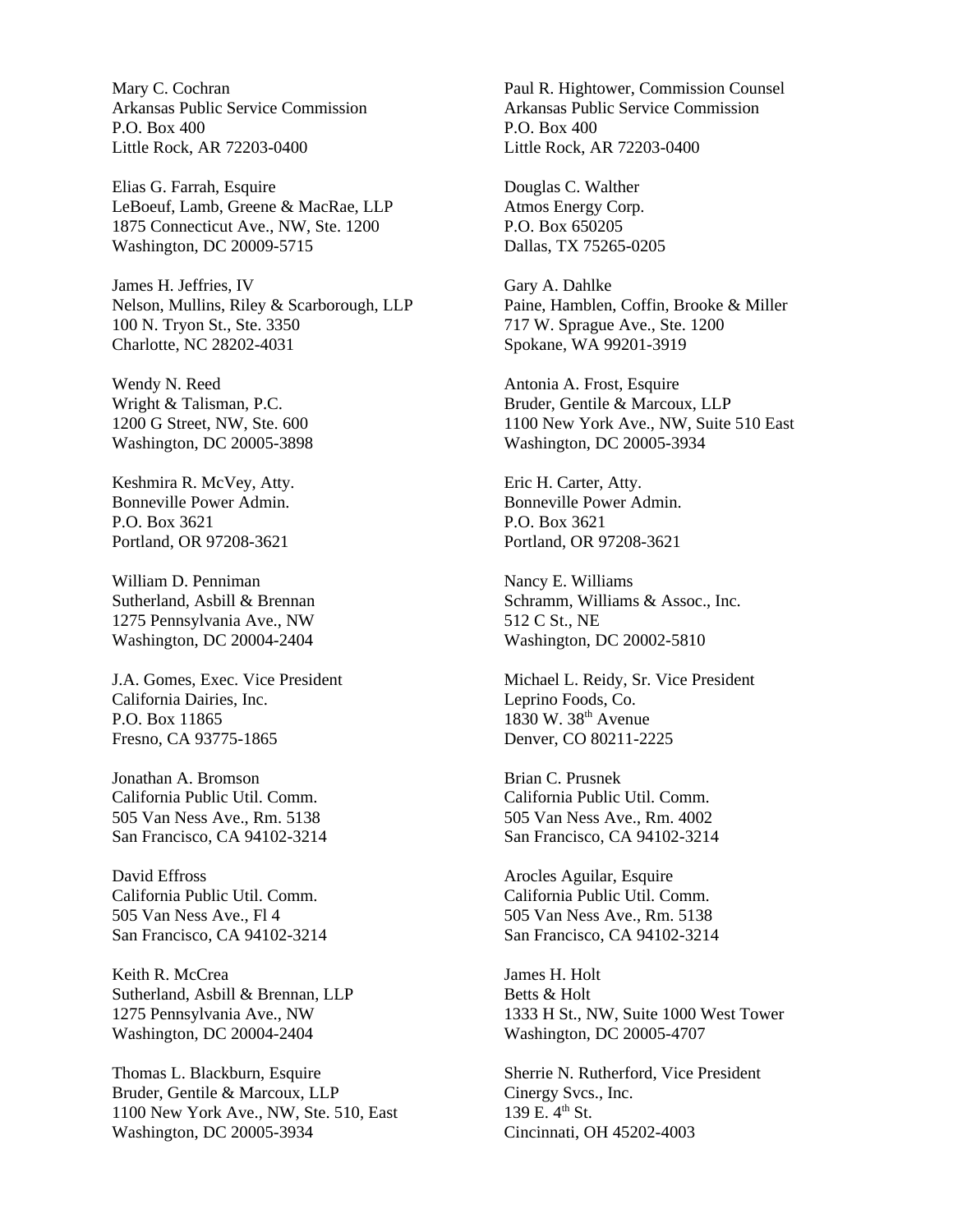Mary C. Cochran
Arkansas Public Service Commission
P.O. Box 400
Little Rock, AR 72203-0400

Paul R. Hightower, Commission Counsel
Arkansas Public Service Commission
P.O. Box 400
Little Rock, AR 72203-0400

Elias G. Farrah, Esquire
LeBoeuf, Lamb, Greene & MacRae, LLP
1875 Connecticut Ave., NW, Ste. 1200
Washington, DC 20009-5715

Douglas C. Walther
Atmos Energy Corp.
P.O. Box 650205
Dallas, TX 75265-0205

James H. Jeffries, IV
Nelson, Mullins, Riley & Scarborough, LLP
100 N. Tryon St., Ste. 3350
Charlotte, NC 28202-4031

Gary A. Dahlke
Paine, Hamblen, Coffin, Brooke & Miller
717 W. Sprague Ave., Ste. 1200
Spokane, WA 99201-3919

Wendy N. Reed
Wright & Talisman, P.C.
1200 G Street, NW, Ste. 600
Washington, DC 20005-3898

Antonia A. Frost, Esquire
Bruder, Gentile & Marcoux, LLP
1100 New York Ave., NW, Suite 510 East
Washington, DC 20005-3934

Keshmira R. McVey, Atty.
Bonneville Power Admin.
P.O. Box 3621
Portland, OR 97208-3621

Eric H. Carter, Atty.
Bonneville Power Admin.
P.O. Box 3621
Portland, OR 97208-3621

William D. Penniman
Sutherland, Asbill & Brennan
1275 Pennsylvania Ave., NW
Washington, DC 20004-2404

Nancy E. Williams
Schramm, Williams & Assoc., Inc.
512 C St., NE
Washington, DC 20002-5810

J.A. Gomes, Exec. Vice President
California Dairies, Inc.
P.O. Box 11865
Fresno, CA 93775-1865

Michael L. Reidy, Sr. Vice President
Leprino Foods, Co.
1830 W. 38th Avenue
Denver, CO 80211-2225

Jonathan A. Bromson
California Public Util. Comm.
505 Van Ness Ave., Rm. 5138
San Francisco, CA 94102-3214

Brian C. Prusnek
California Public Util. Comm.
505 Van Ness Ave., Rm. 4002
San Francisco, CA 94102-3214

David Effross
California Public Util. Comm.
505 Van Ness Ave., Fl 4
San Francisco, CA 94102-3214

Arocles Aguilar, Esquire
California Public Util. Comm.
505 Van Ness Ave., Rm. 5138
San Francisco, CA 94102-3214

Keith R. McCrea
Sutherland, Asbill & Brennan, LLP
1275 Pennsylvania Ave., NW
Washington, DC 20004-2404

James H. Holt
Betts & Holt
1333 H St., NW, Suite 1000 West Tower
Washington, DC 20005-4707

Thomas L. Blackburn, Esquire
Bruder, Gentile & Marcoux, LLP
1100 New York Ave., NW, Ste. 510, East
Washington, DC 20005-3934

Sherrie N. Rutherford, Vice President
Cinergy Svcs., Inc.
139 E. 4th St.
Cincinnati, OH 45202-4003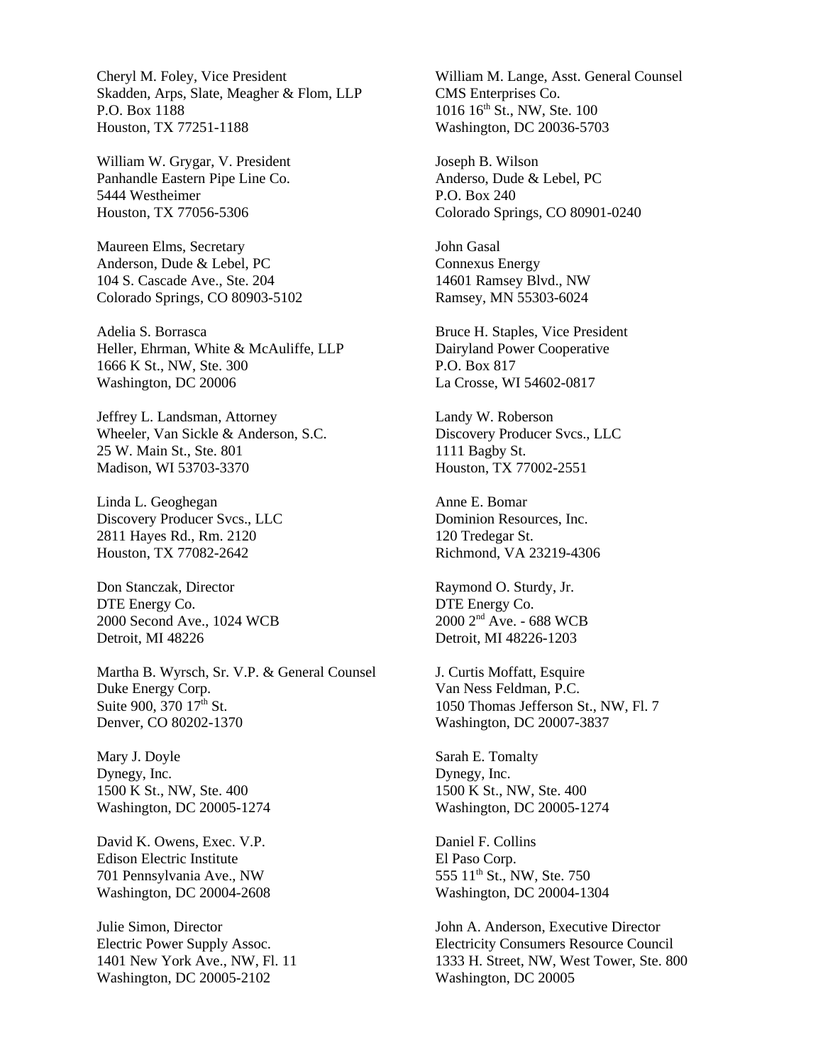Cheryl M. Foley, Vice President
Skadden, Arps, Slate, Meagher & Flom, LLP
P.O. Box 1188
Houston, TX 77251-1188

William W. Grygar, V. President
Panhandle Eastern Pipe Line Co.
5444 Westheimer
Houston, TX 77056-5306

Maureen Elms, Secretary
Anderson, Dude & Lebel, PC
104 S. Cascade Ave., Ste. 204
Colorado Springs, CO 80903-5102

Adelia S. Borrasca
Heller, Ehrman, White & McAuliffe, LLP
1666 K St., NW, Ste. 300
Washington, DC 20006

Jeffrey L. Landsman, Attorney
Wheeler, Van Sickle & Anderson, S.C.
25 W. Main St., Ste. 801
Madison, WI 53703-3370

Linda L. Geoghegan
Discovery Producer Svcs., LLC
2811 Hayes Rd., Rm. 2120
Houston, TX 77082-2642

Don Stanczak, Director
DTE Energy Co.
2000 Second Ave., 1024 WCB
Detroit, MI 48226

Martha B. Wyrsch, Sr. V.P. & General Counsel
Duke Energy Corp.
Suite 900, 370 17th St.
Denver, CO 80202-1370

Mary J. Doyle
Dynegy, Inc.
1500 K St., NW, Ste. 400
Washington, DC 20005-1274

David K. Owens, Exec. V.P.
Edison Electric Institute
701 Pennsylvania Ave., NW
Washington, DC 20004-2608

Julie Simon, Director
Electric Power Supply Assoc.
1401 New York Ave., NW, Fl. 11
Washington, DC 20005-2102

William M. Lange, Asst. General Counsel
CMS Enterprises Co.
1016 16th St., NW, Ste. 100
Washington, DC 20036-5703

Joseph B. Wilson
Anderso, Dude & Lebel, PC
P.O. Box 240
Colorado Springs, CO 80901-0240

John Gasal
Connexus Energy
14601 Ramsey Blvd., NW
Ramsey, MN 55303-6024

Bruce H. Staples, Vice President
Dairyland Power Cooperative
P.O. Box 817
La Crosse, WI 54602-0817

Landy W. Roberson
Discovery Producer Svcs., LLC
1111 Bagby St.
Houston, TX 77002-2551

Anne E. Bomar
Dominion Resources, Inc.
120 Tredegar St.
Richmond, VA 23219-4306

Raymond O. Sturdy, Jr.
DTE Energy Co.
2000 2nd Ave. - 688 WCB
Detroit, MI 48226-1203

J. Curtis Moffatt, Esquire
Van Ness Feldman, P.C.
1050 Thomas Jefferson St., NW, Fl. 7
Washington, DC 20007-3837

Sarah E. Tomalty
Dynegy, Inc.
1500 K St., NW, Ste. 400
Washington, DC 20005-1274

Daniel F. Collins
El Paso Corp.
555 11th St., NW, Ste. 750
Washington, DC 20004-1304

John A. Anderson, Executive Director
Electricity Consumers Resource Council
1333 H. Street, NW, West Tower, Ste. 800
Washington, DC 20005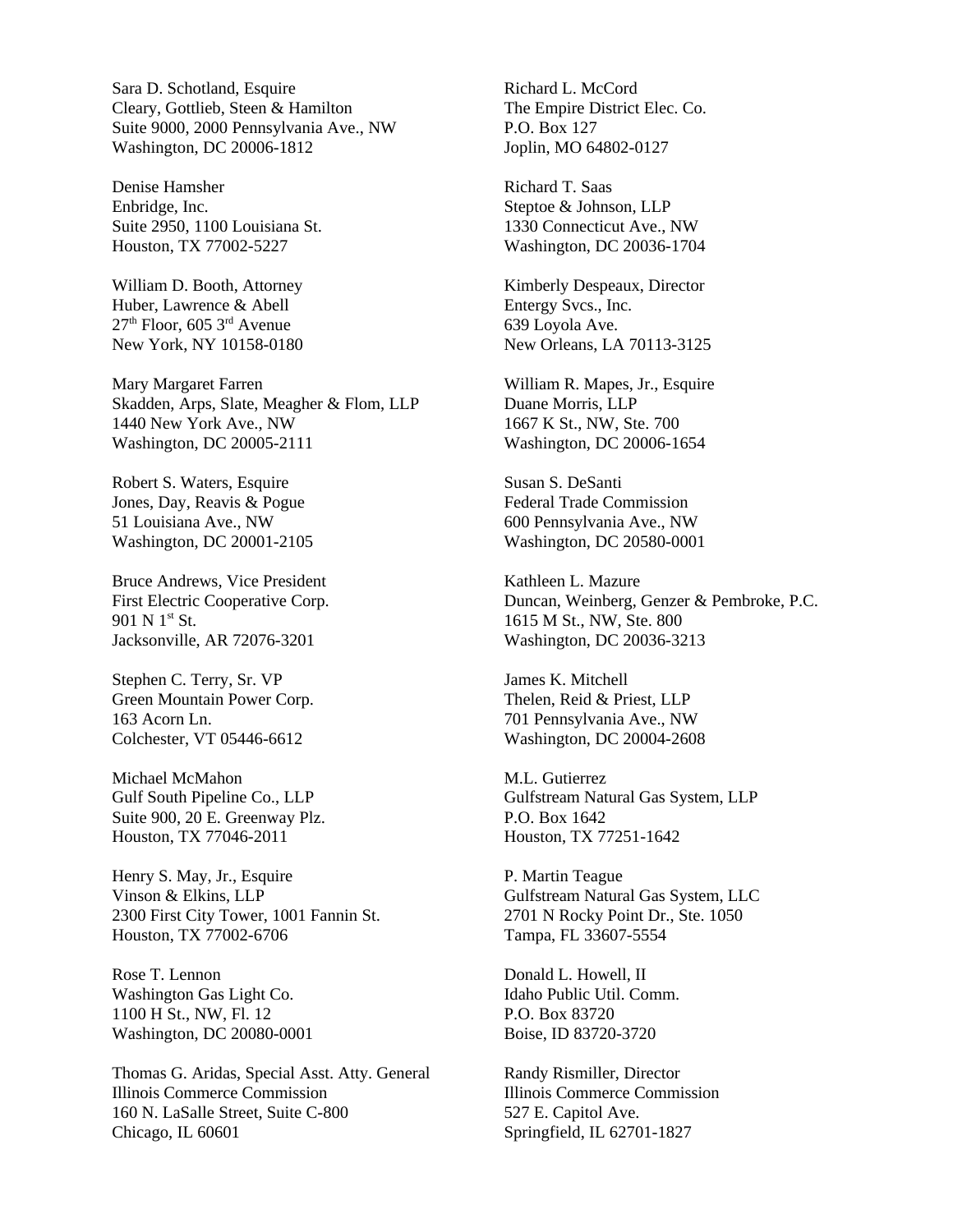Sara D. Schotland, Esquire
Cleary, Gottlieb, Steen & Hamilton
Suite 9000, 2000 Pennsylvania Ave., NW
Washington, DC 20006-1812

Denise Hamsher
Enbridge, Inc.
Suite 2950, 1100 Louisiana St.
Houston, TX 77002-5227

William D. Booth, Attorney
Huber, Lawrence & Abell
27th Floor, 605 3rd Avenue
New York, NY 10158-0180

Mary Margaret Farren
Skadden, Arps, Slate, Meagher & Flom, LLP
1440 New York Ave., NW
Washington, DC 20005-2111

Robert S. Waters, Esquire
Jones, Day, Reavis & Pogue
51 Louisiana Ave., NW
Washington, DC 20001-2105

Bruce Andrews, Vice President
First Electric Cooperative Corp.
901 N 1st St.
Jacksonville, AR 72076-3201

Stephen C. Terry, Sr. VP
Green Mountain Power Corp.
163 Acorn Ln.
Colchester, VT 05446-6612

Michael McMahon
Gulf South Pipeline Co., LLP
Suite 900, 20 E. Greenway Plz.
Houston, TX 77046-2011

Henry S. May, Jr., Esquire
Vinson & Elkins, LLP
2300 First City Tower, 1001 Fannin St.
Houston, TX 77002-6706

Rose T. Lennon
Washington Gas Light Co.
1100 H St., NW, Fl. 12
Washington, DC 20080-0001

Thomas G. Aridas, Special Asst. Atty. General
Illinois Commerce Commission
160 N. LaSalle Street, Suite C-800
Chicago, IL 60601

Richard L. McCord
The Empire District Elec. Co.
P.O. Box 127
Joplin, MO 64802-0127

Richard T. Saas
Steptoe & Johnson, LLP
1330 Connecticut Ave., NW
Washington, DC 20036-1704

Kimberly Despeaux, Director
Entergy Svcs., Inc.
639 Loyola Ave.
New Orleans, LA 70113-3125

William R. Mapes, Jr., Esquire
Duane Morris, LLP
1667 K St., NW, Ste. 700
Washington, DC 20006-1654

Susan S. DeSanti
Federal Trade Commission
600 Pennsylvania Ave., NW
Washington, DC 20580-0001

Kathleen L. Mazure
Duncan, Weinberg, Genzer & Pembroke, P.C.
1615 M St., NW, Ste. 800
Washington, DC 20036-3213

James K. Mitchell
Thelen, Reid & Priest, LLP
701 Pennsylvania Ave., NW
Washington, DC 20004-2608

M.L. Gutierrez
Gulfstream Natural Gas System, LLP
P.O. Box 1642
Houston, TX 77251-1642

P. Martin Teague
Gulfstream Natural Gas System, LLC
2701 N Rocky Point Dr., Ste. 1050
Tampa, FL 33607-5554

Donald L. Howell, II
Idaho Public Util. Comm.
P.O. Box 83720
Boise, ID 83720-3720

Randy Rismiller, Director
Illinois Commerce Commission
527 E. Capitol Ave.
Springfield, IL 62701-1827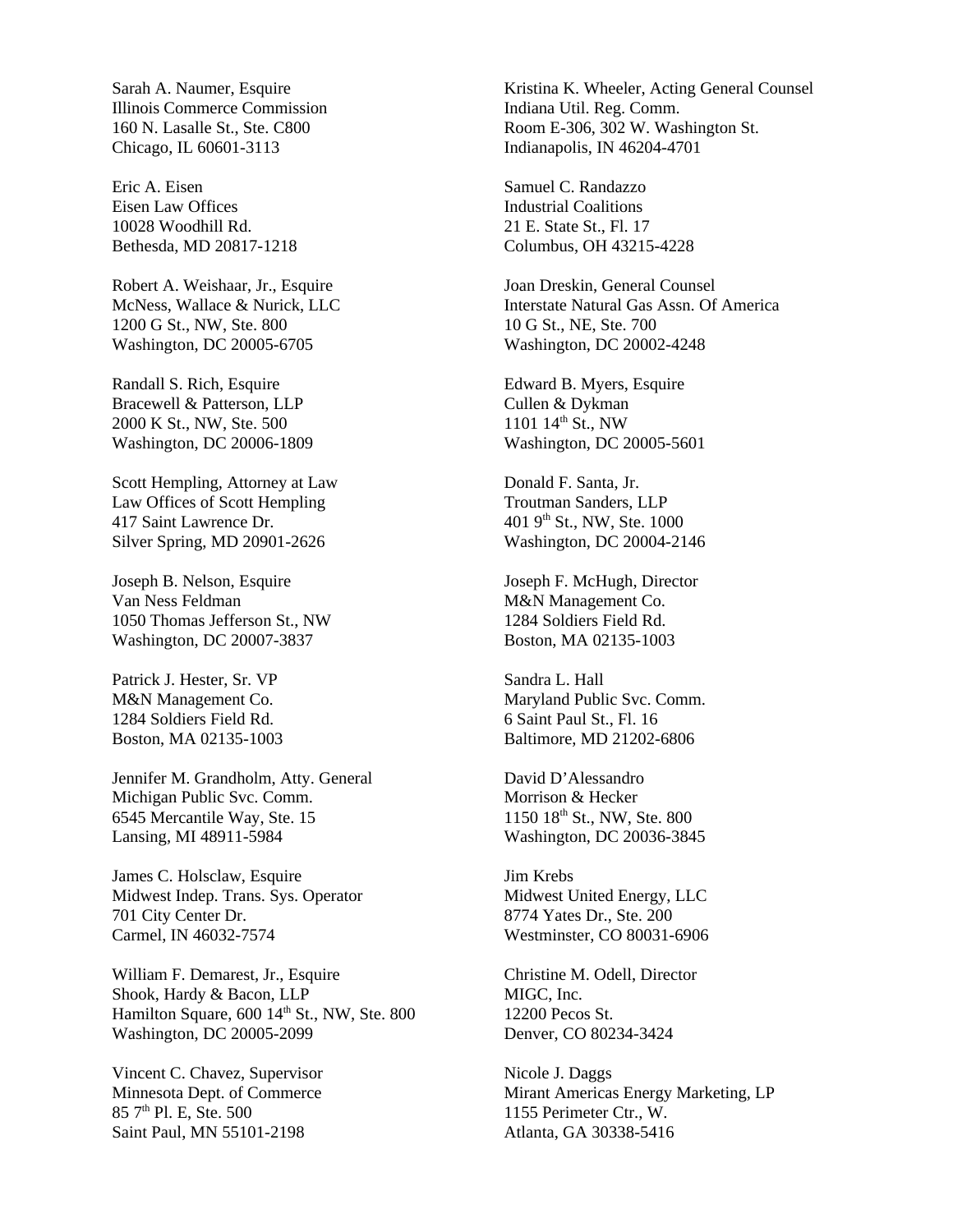Sarah A. Naumer, Esquire
Illinois Commerce Commission
160 N. Lasalle St., Ste. C800
Chicago, IL 60601-3113

Eric A. Eisen
Eisen Law Offices
10028 Woodhill Rd.
Bethesda, MD 20817-1218

Robert A. Weishaar, Jr., Esquire
McNess, Wallace & Nurick, LLC
1200 G St., NW, Ste. 800
Washington, DC 20005-6705

Randall S. Rich, Esquire
Bracewell & Patterson, LLP
2000 K St., NW, Ste. 500
Washington, DC 20006-1809

Scott Hempling, Attorney at Law
Law Offices of Scott Hempling
417 Saint Lawrence Dr.
Silver Spring, MD 20901-2626

Joseph B. Nelson, Esquire
Van Ness Feldman
1050 Thomas Jefferson St., NW
Washington, DC 20007-3837

Patrick J. Hester, Sr. VP
M&N Management Co.
1284 Soldiers Field Rd.
Boston, MA 02135-1003

Jennifer M. Grandholm, Atty. General
Michigan Public Svc. Comm.
6545 Mercantile Way, Ste. 15
Lansing, MI 48911-5984

James C. Holsclaw, Esquire
Midwest Indep. Trans. Sys. Operator
701 City Center Dr.
Carmel, IN 46032-7574

William F. Demarest, Jr., Esquire
Shook, Hardy & Bacon, LLP
Hamilton Square, 600 14th St., NW, Ste. 800
Washington, DC 20005-2099

Vincent C. Chavez, Supervisor
Minnesota Dept. of Commerce
85 7th Pl. E, Ste. 500
Saint Paul, MN 55101-2198

Kristina K. Wheeler, Acting General Counsel
Indiana Util. Reg. Comm.
Room E-306, 302 W. Washington St.
Indianapolis, IN 46204-4701

Samuel C. Randazzo
Industrial Coalitions
21 E. State St., Fl. 17
Columbus, OH 43215-4228

Joan Dreskin, General Counsel
Interstate Natural Gas Assn. Of America
10 G St., NE, Ste. 700
Washington, DC 20002-4248

Edward B. Myers, Esquire
Cullen & Dykman
1101 14th St., NW
Washington, DC 20005-5601

Donald F. Santa, Jr.
Troutman Sanders, LLP
401 9th St., NW, Ste. 1000
Washington, DC 20004-2146

Joseph F. McHugh, Director
M&N Management Co.
1284 Soldiers Field Rd.
Boston, MA 02135-1003

Sandra L. Hall
Maryland Public Svc. Comm.
6 Saint Paul St., Fl. 16
Baltimore, MD 21202-6806

David D'Alessandro
Morrison & Hecker
1150 18th St., NW, Ste. 800
Washington, DC 20036-3845

Jim Krebs
Midwest United Energy, LLC
8774 Yates Dr., Ste. 200
Westminster, CO 80031-6906

Christine M. Odell, Director
MIGC, Inc.
12200 Pecos St.
Denver, CO 80234-3424

Nicole J. Daggs
Mirant Americas Energy Marketing, LP
1155 Perimeter Ctr., W.
Atlanta, GA 30338-5416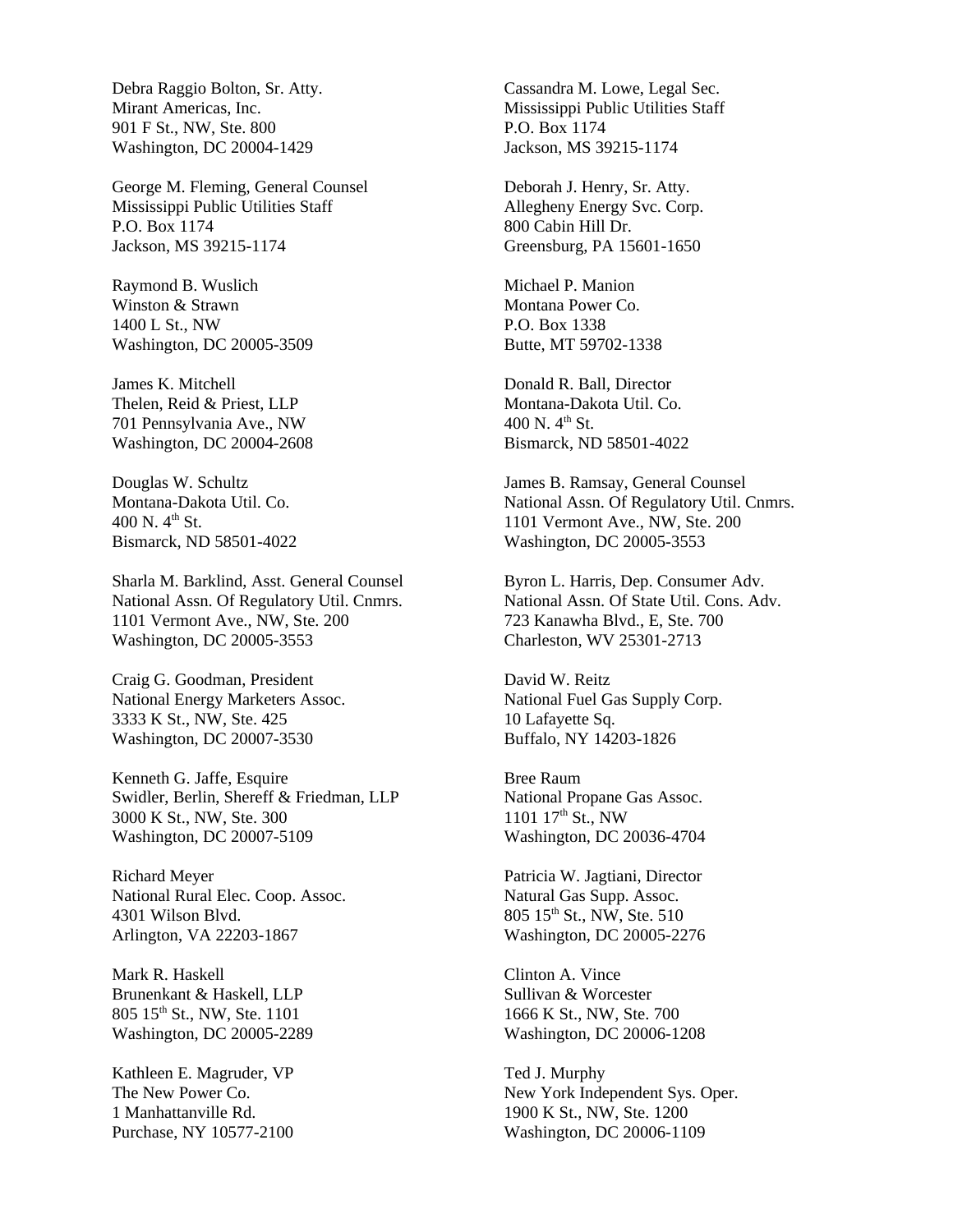Debra Raggio Bolton, Sr. Atty.
Mirant Americas, Inc.
901 F St., NW, Ste. 800
Washington, DC 20004-1429

Cassandra M. Lowe, Legal Sec.
Mississippi Public Utilities Staff
P.O. Box 1174
Jackson, MS 39215-1174

George M. Fleming, General Counsel
Mississippi Public Utilities Staff
P.O. Box 1174
Jackson, MS 39215-1174

Deborah J. Henry, Sr. Atty.
Allegheny Energy Svc. Corp.
800 Cabin Hill Dr.
Greensburg, PA 15601-1650

Raymond B. Wuslich
Winston & Strawn
1400 L St., NW
Washington, DC 20005-3509

Michael P. Manion
Montana Power Co.
P.O. Box 1338
Butte, MT 59702-1338

James K. Mitchell
Thelen, Reid & Priest, LLP
701 Pennsylvania Ave., NW
Washington, DC 20004-2608

Donald R. Ball, Director
Montana-Dakota Util. Co.
400 N. 4th St.
Bismarck, ND 58501-4022

Douglas W. Schultz
Montana-Dakota Util. Co.
400 N. 4th St.
Bismarck, ND 58501-4022

James B. Ramsay, General Counsel
National Assn. Of Regulatory Util. Cnmrs.
1101 Vermont Ave., NW, Ste. 200
Washington, DC 20005-3553

Sharla M. Barklind, Asst. General Counsel
National Assn. Of Regulatory Util. Cnmrs.
1101 Vermont Ave., NW, Ste. 200
Washington, DC 20005-3553

Byron L. Harris, Dep. Consumer Adv.
National Assn. Of State Util. Cons. Adv.
723 Kanawha Blvd., E, Ste. 700
Charleston, WV 25301-2713

Craig G. Goodman, President
National Energy Marketers Assoc.
3333 K St., NW, Ste. 425
Washington, DC 20007-3530

David W. Reitz
National Fuel Gas Supply Corp.
10 Lafayette Sq.
Buffalo, NY 14203-1826

Kenneth G. Jaffe, Esquire
Swidler, Berlin, Shereff & Friedman, LLP
3000 K St., NW, Ste. 300
Washington, DC 20007-5109

Bree Raum
National Propane Gas Assoc.
1101 17th St., NW
Washington, DC 20036-4704

Richard Meyer
National Rural Elec. Coop. Assoc.
4301 Wilson Blvd.
Arlington, VA 22203-1867

Patricia W. Jagtiani, Director
Natural Gas Supp. Assoc.
805 15th St., NW, Ste. 510
Washington, DC 20005-2276

Mark R. Haskell
Brunenkant & Haskell, LLP
805 15th St., NW, Ste. 1101
Washington, DC 20005-2289

Clinton A. Vince
Sullivan & Worcester
1666 K St., NW, Ste. 700
Washington, DC 20006-1208

Kathleen E. Magruder, VP
The New Power Co.
1 Manhattanville Rd.
Purchase, NY 10577-2100

Ted J. Murphy
New York Independent Sys. Oper.
1900 K St., NW, Ste. 1200
Washington, DC 20006-1109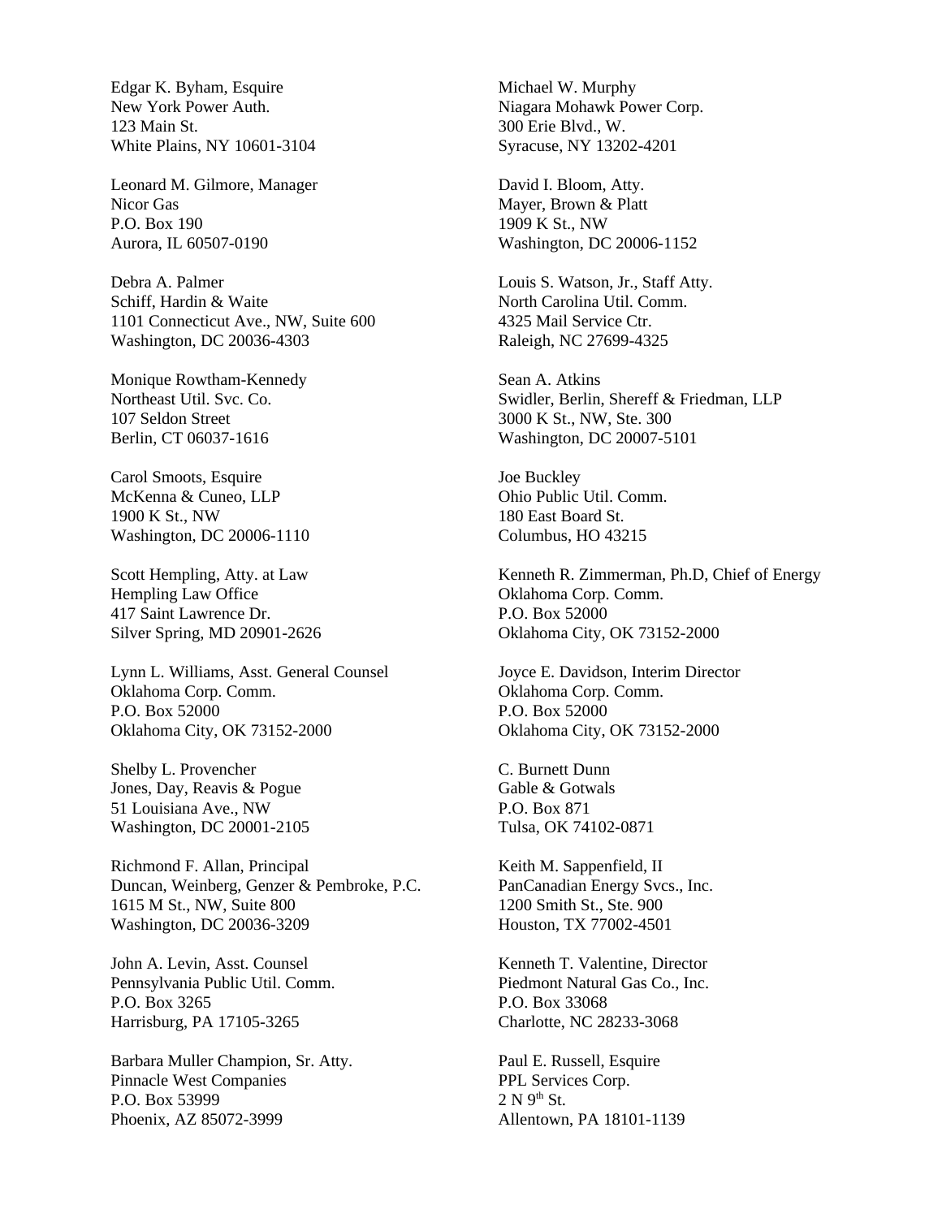Edgar K. Byham, Esquire
New York Power Auth.
123 Main St.
White Plains, NY 10601-3104

Leonard M. Gilmore, Manager
Nicor Gas
P.O. Box 190
Aurora, IL 60507-0190

Debra A. Palmer
Schiff, Hardin & Waite
1101 Connecticut Ave., NW, Suite 600
Washington, DC 20036-4303

Monique Rowtham-Kennedy
Northeast Util. Svc. Co.
107 Seldon Street
Berlin, CT 06037-1616

Carol Smoots, Esquire
McKenna & Cuneo, LLP
1900 K St., NW
Washington, DC 20006-1110

Scott Hempling, Atty. at Law
Hempling Law Office
417 Saint Lawrence Dr.
Silver Spring, MD 20901-2626

Lynn L. Williams, Asst. General Counsel
Oklahoma Corp. Comm.
P.O. Box 52000
Oklahoma City, OK 73152-2000

Shelby L. Provencher
Jones, Day, Reavis & Pogue
51 Louisiana Ave., NW
Washington, DC 20001-2105

Richmond F. Allan, Principal
Duncan, Weinberg, Genzer & Pembroke, P.C.
1615 M St., NW, Suite 800
Washington, DC 20036-3209

John A. Levin, Asst. Counsel
Pennsylvania Public Util. Comm.
P.O. Box 3265
Harrisburg, PA 17105-3265

Barbara Muller Champion, Sr. Atty.
Pinnacle West Companies
P.O. Box 53999
Phoenix, AZ 85072-3999

Michael W. Murphy
Niagara Mohawk Power Corp.
300 Erie Blvd., W.
Syracuse, NY 13202-4201

David I. Bloom, Atty.
Mayer, Brown & Platt
1909 K St., NW
Washington, DC 20006-1152

Louis S. Watson, Jr., Staff Atty.
North Carolina Util. Comm.
4325 Mail Service Ctr.
Raleigh, NC 27699-4325

Sean A. Atkins
Swidler, Berlin, Shereff & Friedman, LLP
3000 K St., NW, Ste. 300
Washington, DC 20007-5101

Joe Buckley
Ohio Public Util. Comm.
180 East Board St.
Columbus, HO 43215

Kenneth R. Zimmerman, Ph.D, Chief of Energy
Oklahoma Corp. Comm.
P.O. Box 52000
Oklahoma City, OK 73152-2000

Joyce E. Davidson, Interim Director
Oklahoma Corp. Comm.
P.O. Box 52000
Oklahoma City, OK 73152-2000

C. Burnett Dunn
Gable & Gotwals
P.O. Box 871
Tulsa, OK 74102-0871

Keith M. Sappenfield, II
PanCanadian Energy Svcs., Inc.
1200 Smith St., Ste. 900
Houston, TX 77002-4501

Kenneth T. Valentine, Director
Piedmont Natural Gas Co., Inc.
P.O. Box 33068
Charlotte, NC 28233-3068

Paul E. Russell, Esquire
PPL Services Corp.
2 N 9th St.
Allentown, PA 18101-1139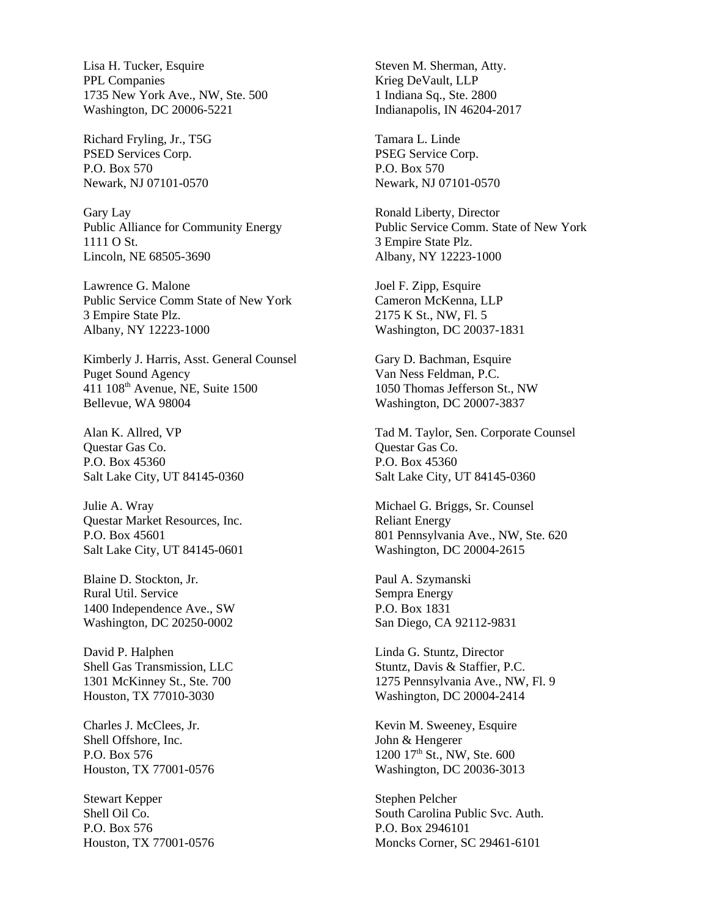Lisa H. Tucker, Esquire
PPL Companies
1735 New York Ave., NW, Ste. 500
Washington, DC 20006-5221

Steven M. Sherman, Atty.
Krieg DeVault, LLP
1 Indiana Sq., Ste. 2800
Indianapolis, IN 46204-2017

Richard Fryling, Jr., T5G
PSED Services Corp.
P.O. Box 570
Newark, NJ 07101-0570

Tamara L. Linde
PSEG Service Corp.
P.O. Box 570
Newark, NJ 07101-0570

Gary Lay
Public Alliance for Community Energy
1111 O St.
Lincoln, NE 68505-3690

Ronald Liberty, Director
Public Service Comm. State of New York
3 Empire State Plz.
Albany, NY 12223-1000

Lawrence G. Malone
Public Service Comm State of New York
3 Empire State Plz.
Albany, NY 12223-1000

Joel F. Zipp, Esquire
Cameron McKenna, LLP
2175 K St., NW, Fl. 5
Washington, DC 20037-1831

Kimberly J. Harris, Asst. General Counsel
Puget Sound Agency
411 108th Avenue, NE, Suite 1500
Bellevue, WA 98004

Gary D. Bachman, Esquire
Van Ness Feldman, P.C.
1050 Thomas Jefferson St., NW
Washington, DC 20007-3837

Alan K. Allred, VP
Questar Gas Co.
P.O. Box 45360
Salt Lake City, UT 84145-0360

Tad M. Taylor, Sen. Corporate Counsel
Questar Gas Co.
P.O. Box 45360
Salt Lake City, UT 84145-0360

Julie A. Wray
Questar Market Resources, Inc.
P.O. Box 45601
Salt Lake City, UT 84145-0601

Michael G. Briggs, Sr. Counsel
Reliant Energy
801 Pennsylvania Ave., NW, Ste. 620
Washington, DC 20004-2615

Blaine D. Stockton, Jr.
Rural Util. Service
1400 Independence Ave., SW
Washington, DC 20250-0002

Paul A. Szymanski
Sempra Energy
P.O. Box 1831
San Diego, CA 92112-9831

David P. Halphen
Shell Gas Transmission, LLC
1301 McKinney St., Ste. 700
Houston, TX 77010-3030

Linda G. Stuntz, Director
Stuntz, Davis & Staffier, P.C.
1275 Pennsylvania Ave., NW, Fl. 9
Washington, DC 20004-2414

Charles J. McClees, Jr.
Shell Offshore, Inc.
P.O. Box 576
Houston, TX 77001-0576

Kevin M. Sweeney, Esquire
John & Hengerer
1200 17th St., NW, Ste. 600
Washington, DC 20036-3013

Stewart Kepper
Shell Oil Co.
P.O. Box 576
Houston, TX 77001-0576

Stephen Pelcher
South Carolina Public Svc. Auth.
P.O. Box 2946101
Moncks Corner, SC 29461-6101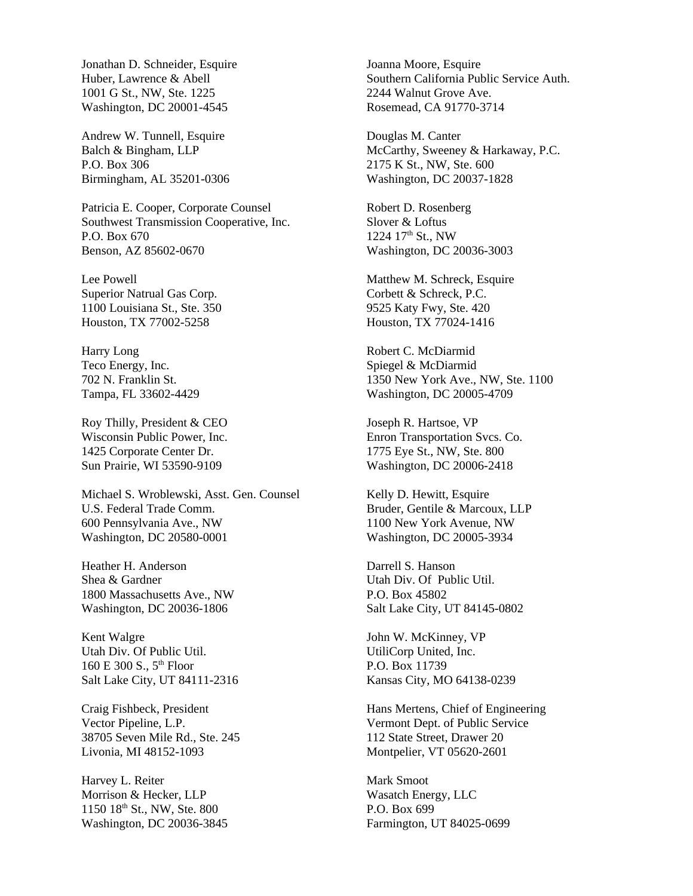Jonathan D. Schneider, Esquire
Huber, Lawrence & Abell
1001 G St., NW, Ste. 1225
Washington, DC 20001-4545

Andrew W. Tunnell, Esquire
Balch & Bingham, LLP
P.O. Box 306
Birmingham, AL 35201-0306

Patricia E. Cooper, Corporate Counsel
Southwest Transmission Cooperative, Inc.
P.O. Box 670
Benson, AZ 85602-0670

Lee Powell
Superior Natrual Gas Corp.
1100 Louisiana St., Ste. 350
Houston, TX 77002-5258

Harry Long
Teco Energy, Inc.
702 N. Franklin St.
Tampa, FL 33602-4429

Roy Thilly, President & CEO
Wisconsin Public Power, Inc.
1425 Corporate Center Dr.
Sun Prairie, WI 53590-9109

Michael S. Wroblewski, Asst. Gen. Counsel
U.S. Federal Trade Comm.
600 Pennsylvania Ave., NW
Washington, DC 20580-0001

Heather H. Anderson
Shea & Gardner
1800 Massachusetts Ave., NW
Washington, DC 20036-1806

Kent Walgre
Utah Div. Of Public Util.
160 E 300 S., 5th Floor
Salt Lake City, UT 84111-2316

Craig Fishbeck, President
Vector Pipeline, L.P.
38705 Seven Mile Rd., Ste. 245
Livonia, MI 48152-1093

Harvey L. Reiter
Morrison & Hecker, LLP
1150 18th St., NW, Ste. 800
Washington, DC 20036-3845

Joanna Moore, Esquire
Southern California Public Service Auth.
2244 Walnut Grove Ave.
Rosemead, CA 91770-3714

Douglas M. Canter
McCarthy, Sweeney & Harkaway, P.C.
2175 K St., NW, Ste. 600
Washington, DC 20037-1828

Robert D. Rosenberg
Slover & Loftus
1224 17th St., NW
Washington, DC 20036-3003

Matthew M. Schreck, Esquire
Corbett & Schreck, P.C.
9525 Katy Fwy, Ste. 420
Houston, TX 77024-1416

Robert C. McDiarmid
Spiegel & McDiarmid
1350 New York Ave., NW, Ste. 1100
Washington, DC 20005-4709

Joseph R. Hartsoe, VP
Enron Transportation Svcs. Co.
1775 Eye St., NW, Ste. 800
Washington, DC 20006-2418

Kelly D. Hewitt, Esquire
Bruder, Gentile & Marcoux, LLP
1100 New York Avenue, NW
Washington, DC 20005-3934

Darrell S. Hanson
Utah Div. Of Public Util.
P.O. Box 45802
Salt Lake City, UT 84145-0802

John W. McKinney, VP
UtiliCorp United, Inc.
P.O. Box 11739
Kansas City, MO 64138-0239

Hans Mertens, Chief of Engineering
Vermont Dept. of Public Service
112 State Street, Drawer 20
Montpelier, VT 05620-2601

Mark Smoot
Wasatch Energy, LLC
P.O. Box 699
Farmington, UT 84025-0699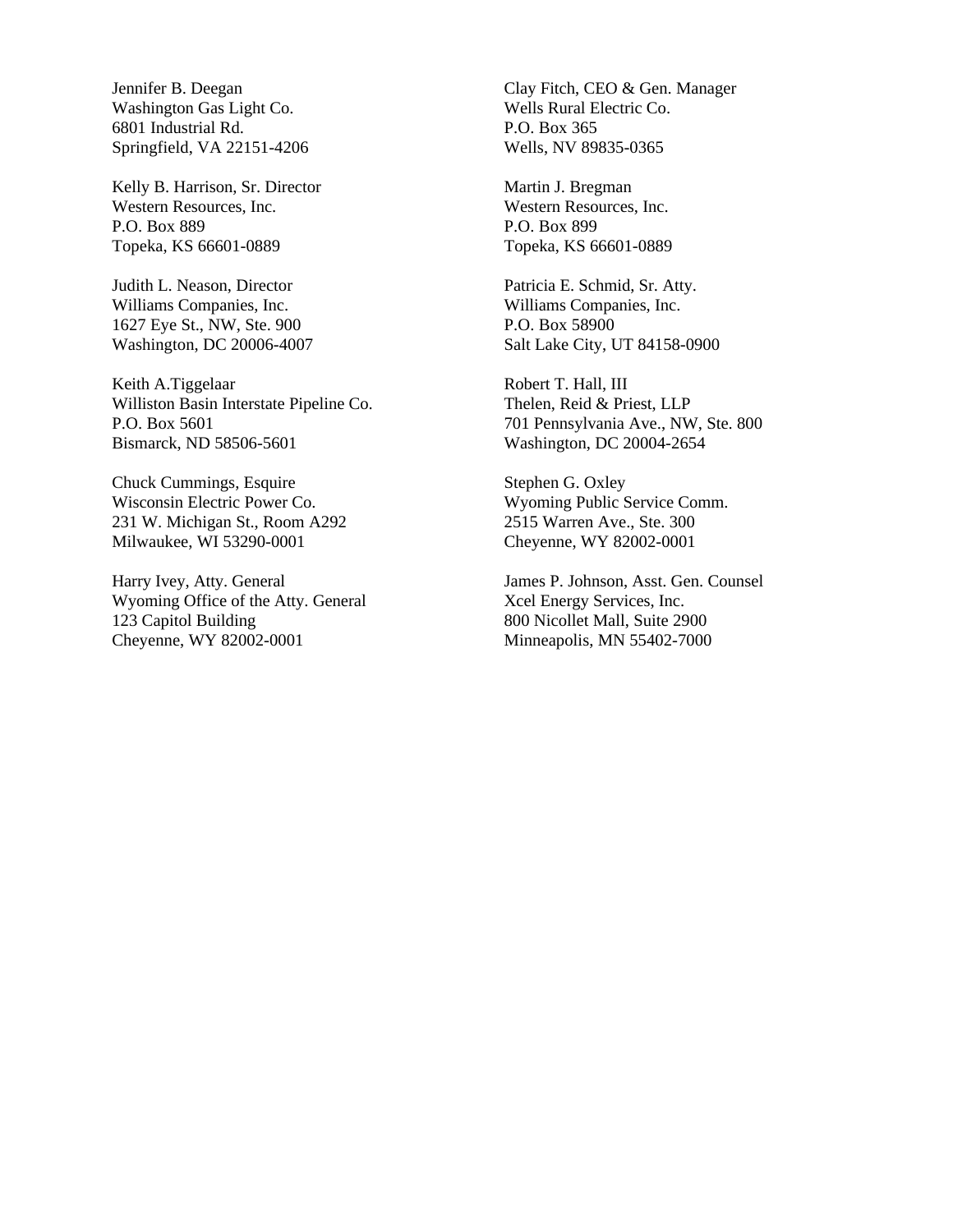Jennifer B. Deegan
Washington Gas Light Co.
6801 Industrial Rd.
Springfield, VA 22151-4206

Clay Fitch, CEO & Gen. Manager
Wells Rural Electric Co.
P.O. Box 365
Wells, NV 89835-0365

Kelly B. Harrison, Sr. Director
Western Resources, Inc.
P.O. Box 889
Topeka, KS 66601-0889

Martin J. Bregman
Western Resources, Inc.
P.O. Box 899
Topeka, KS 66601-0889

Judith L. Neason, Director
Williams Companies, Inc.
1627 Eye St., NW, Ste. 900
Washington, DC 20006-4007

Patricia E. Schmid, Sr. Atty.
Williams Companies, Inc.
P.O. Box 58900
Salt Lake City, UT 84158-0900

Keith A.Tiggelaar
Williston Basin Interstate Pipeline Co.
P.O. Box 5601
Bismarck, ND 58506-5601

Robert T. Hall, III
Thelen, Reid & Priest, LLP
701 Pennsylvania Ave., NW, Ste. 800
Washington, DC 20004-2654

Chuck Cummings, Esquire
Wisconsin Electric Power Co.
231 W. Michigan St., Room A292
Milwaukee, WI 53290-0001

Stephen G. Oxley
Wyoming Public Service Comm.
2515 Warren Ave., Ste. 300
Cheyenne, WY 82002-0001

Harry Ivey, Atty. General
Wyoming Office of the Atty. General
123 Capitol Building
Cheyenne, WY 82002-0001

James P. Johnson, Asst. Gen. Counsel
Xcel Energy Services, Inc.
800 Nicollet Mall, Suite 2900
Minneapolis, MN 55402-7000